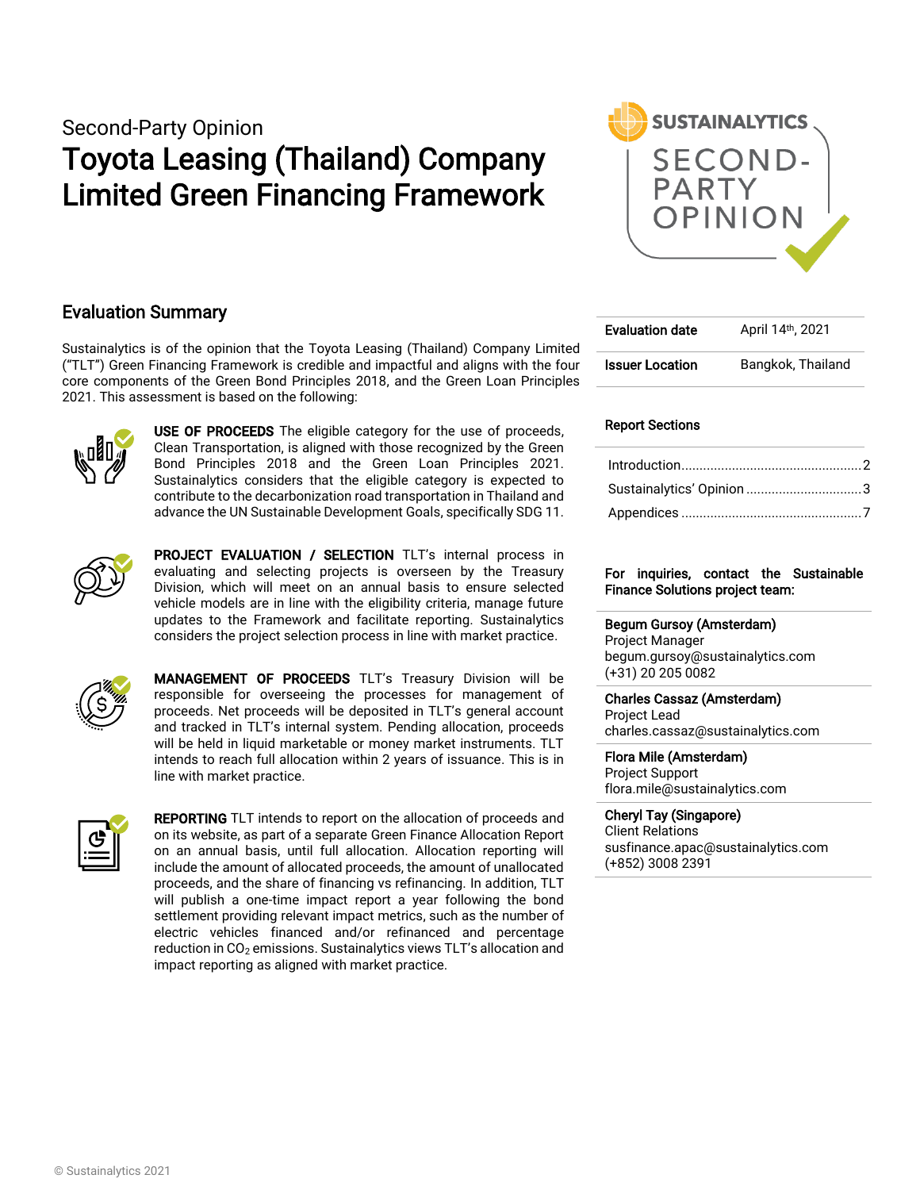Second-Party Opinion

# Toyota Leasing (Thailand) Company Limited Green Financing Framework

## Evaluation Summary

Sustainalytics is of the opinion that the Toyota Leasing (Thailand) Company Limited ("TLT") Green Financing Framework is credible and impactful and aligns with the four core components of the Green Bond Principles 2018, and the Green Loan Principles 2021. This assessment is based on the following:

**USE OF PROCEEDS** The eligible category for the use of proceeds, Clean Transportation, is aligned with those recognized by the Green Bond Principles 2018 and the Green Loan Principles 2021. Sustainalytics considers that the eligible category is expected to contribute to the decarbonization road transportation in Thailand and advance the UN Sustainable Development Goals, specifically SDG 11.

**PROJECT EVALUATION / SELECTION** TLT's internal process in evaluating and selecting projects is overseen by the Treasury Division, which will meet on an annual basis to ensure selected vehicle models are in line with the eligibility criteria, manage future updates to the Framework and facilitate reporting. Sustainalytics considers the project selection process in line with market practice.

**MANAGEMENT OF PROCEEDS** TLT's Treasury Division will be responsible for overseeing the processes for management of proceeds. Net proceeds will be deposited in TLT's general account and tracked in TLT's internal system. Pending allocation, proceeds will be held in liquid marketable or money market instruments. TLT intends to reach full allocation within 2 years of issuance. This is in line with market practice.

**REPORTING** TLT intends to report on the allocation of proceeds and on its website, as part of a separate Green Finance Allocation Report on an annual basis, until full allocation. Allocation reporting will include the amount of allocated proceeds, the amount of unallocated proceeds, and the share of financing vs refinancing. In addition, TLT will publish a one-time impact report a year following the bond settlement providing relevant impact metrics, such as the number of electric vehicles financed and/or refinanced and percentage reduction in $CO_2$ emissions. Sustainalytics views TLT's allocation and impact reporting as aligned with market practice.

| | |
|---|---|
| **Evaluation date** | April 14th, 2021 |
| **Issuer Location** | Bangkok, Thailand |

**Report Sections**

- Introduction .......... 2
- Sustainalytics' Opinion .......... 3
- Appendices .......... 7

**For inquiries, contact the Sustainable Finance Solutions project team:**

**Begum Gursoy (Amsterdam)**
Project Manager
begum.gursoy@sustainalytics.com
(+31) 20 205 0082

**Charles Cassaz (Amsterdam)**
Project Lead
charles.cassaz@sustainalytics.com

**Flora Mile (Amsterdam)**
Project Support
flora.mile@sustainalytics.com

**Cheryl Tay (Singapore)**
Client Relations
susfinance.apac@sustainalytics.com
(+852) 3008 2391

© Sustainalytics 2021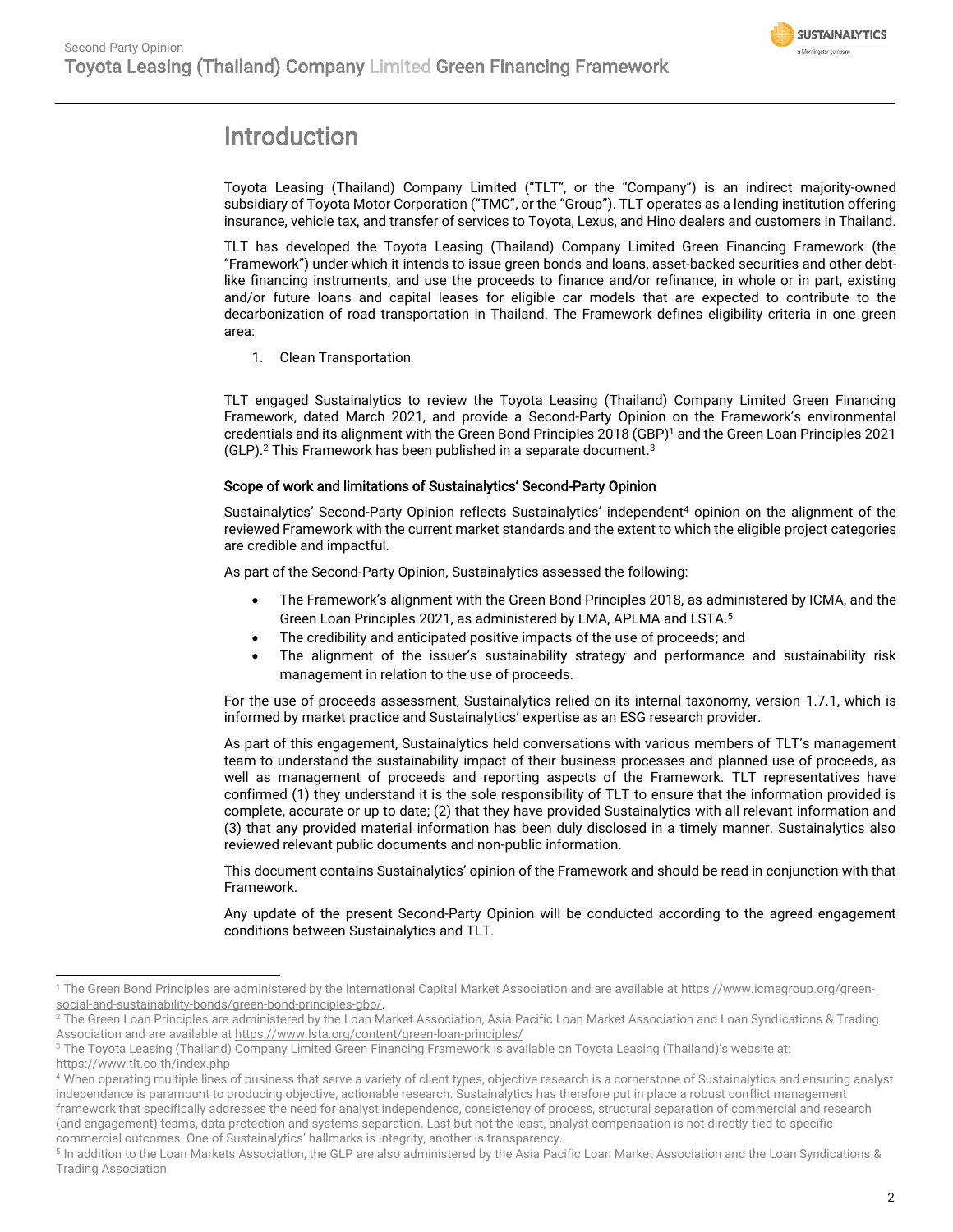# Introduction

Toyota Leasing (Thailand) Company Limited ("TLT", or the "Company") is an indirect majority-owned subsidiary of Toyota Motor Corporation ("TMC", or the "Group"). TLT operates as a lending institution offering insurance, vehicle tax, and transfer of services to Toyota, Lexus, and Hino dealers and customers in Thailand.

TLT has developed the Toyota Leasing (Thailand) Company Limited Green Financing Framework (the "Framework") under which it intends to issue green bonds and loans, asset-backed securities and other debt-like financing instruments, and use the proceeds to finance and/or refinance, in whole or in part, existing and/or future loans and capital leases for eligible car models that are expected to contribute to the decarbonization of road transportation in Thailand. The Framework defines eligibility criteria in one green area:

1. Clean Transportation

TLT engaged Sustainalytics to review the Toyota Leasing (Thailand) Company Limited Green Financing Framework, dated March 2021, and provide a Second-Party Opinion on the Framework's environmental credentials and its alignment with the Green Bond Principles 2018 (GBP)[1] and the Green Loan Principles 2021 (GLP).[2] This Framework has been published in a separate document.[3]

### Scope of work and limitations of Sustainalytics' Second-Party Opinion

Sustainalytics' Second-Party Opinion reflects Sustainalytics' independent[4] opinion on the alignment of the reviewed Framework with the current market standards and the extent to which the eligible project categories are credible and impactful.

As part of the Second-Party Opinion, Sustainalytics assessed the following:

- The Framework's alignment with the Green Bond Principles 2018, as administered by ICMA, and the Green Loan Principles 2021, as administered by LMA, APLMA and LSTA.[5]
- The credibility and anticipated positive impacts of the use of proceeds; and
- The alignment of the issuer's sustainability strategy and performance and sustainability risk management in relation to the use of proceeds.

For the use of proceeds assessment, Sustainalytics relied on its internal taxonomy, version 1.7.1, which is informed by market practice and Sustainalytics' expertise as an ESG research provider.

As part of this engagement, Sustainalytics held conversations with various members of TLT's management team to understand the sustainability impact of their business processes and planned use of proceeds, as well as management of proceeds and reporting aspects of the Framework. TLT representatives have confirmed (1) they understand it is the sole responsibility of TLT to ensure that the information provided is complete, accurate or up to date; (2) that they have provided Sustainalytics with all relevant information and (3) that any provided material information has been duly disclosed in a timely manner. Sustainalytics also reviewed relevant public documents and non-public information.

This document contains Sustainalytics' opinion of the Framework and should be read in conjunction with that Framework.

Any update of the present Second-Party Opinion will be conducted according to the agreed engagement conditions between Sustainalytics and TLT.

---

[1] The Green Bond Principles are administered by the International Capital Market Association and are available at https://www.icmagroup.org/green-social-and-sustainability-bonds/green-bond-principles-gbp/.

[2] The Green Loan Principles are administered by the Loan Market Association, Asia Pacific Loan Market Association and Loan Syndications & Trading Association and are available at https://www.lsta.org/content/green-loan-principles/

[3] The Toyota Leasing (Thailand) Company Limited Green Financing Framework is available on Toyota Leasing (Thailand)'s website at: https://www.tlt.co.th/index.php

[4] When operating multiple lines of business that serve a variety of client types, objective research is a cornerstone of Sustainalytics and ensuring analyst independence is paramount to producing objective, actionable research. Sustainalytics has therefore put in place a robust conflict management framework that specifically addresses the need for analyst independence, consistency of process, structural separation of commercial and research (and engagement) teams, data protection and systems separation. Last but not the least, analyst compensation is not directly tied to specific commercial outcomes. One of Sustainalytics' hallmarks is integrity, another is transparency.

[5] In addition to the Loan Markets Association, the GLP are also administered by the Asia Pacific Loan Market Association and the Loan Syndications & Trading Association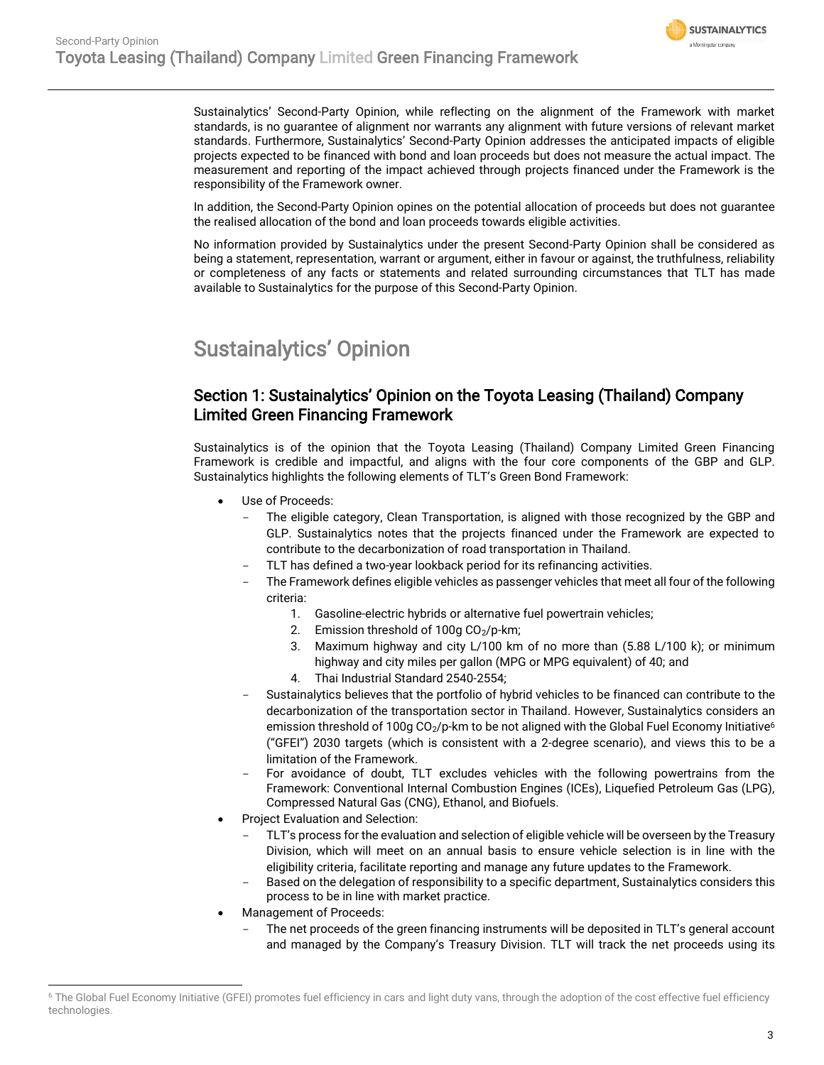Sustainalytics' Second-Party Opinion, while reflecting on the alignment of the Framework with market standards, is no guarantee of alignment nor warrants any alignment with future versions of relevant market standards. Furthermore, Sustainalytics' Second-Party Opinion addresses the anticipated impacts of eligible projects expected to be financed with bond and loan proceeds but does not measure the actual impact. The measurement and reporting of the impact achieved through projects financed under the Framework is the responsibility of the Framework owner.

In addition, the Second-Party Opinion opines on the potential allocation of proceeds but does not guarantee the realised allocation of the bond and loan proceeds towards eligible activities.

No information provided by Sustainalytics under the present Second-Party Opinion shall be considered as being a statement, representation, warrant or argument, either in favour or against, the truthfulness, reliability or completeness of any facts or statements and related surrounding circumstances that TLT has made available to Sustainalytics for the purpose of this Second-Party Opinion.

# Sustainalytics' Opinion

## Section 1: Sustainalytics' Opinion on the Toyota Leasing (Thailand) Company Limited Green Financing Framework

Sustainalytics is of the opinion that the Toyota Leasing (Thailand) Company Limited Green Financing Framework is credible and impactful, and aligns with the four core components of the GBP and GLP. Sustainalytics highlights the following elements of TLT's Green Bond Framework:

- Use of Proceeds:
  - The eligible category, Clean Transportation, is aligned with those recognized by the GBP and GLP. Sustainalytics notes that the projects financed under the Framework are expected to contribute to the decarbonization of road transportation in Thailand.
  - TLT has defined a two-year lookback period for its refinancing activities.
  - The Framework defines eligible vehicles as passenger vehicles that meet all four of the following criteria:
    1. Gasoline-electric hybrids or alternative fuel powertrain vehicles;
    2. Emission threshold of 100g $CO_2$/p-km;
    3. Maximum highway and city L/100 km of no more than (5.88 L/100 k); or minimum highway and city miles per gallon (MPG or MPG equivalent) of 40; and
    4. Thai Industrial Standard 2540-2554;
  - Sustainalytics believes that the portfolio of hybrid vehicles to be financed can contribute to the decarbonization of the transportation sector in Thailand. However, Sustainalytics considers an emission threshold of 100g $CO_2$/p-km to be not aligned with the Global Fuel Economy Initiative[6] ("GFEI") 2030 targets (which is consistent with a 2-degree scenario), and views this to be a limitation of the Framework.
  - For avoidance of doubt, TLT excludes vehicles with the following powertrains from the Framework: Conventional Internal Combustion Engines (ICEs), Liquefied Petroleum Gas (LPG), Compressed Natural Gas (CNG), Ethanol, and Biofuels.
- Project Evaluation and Selection:
  - TLT's process for the evaluation and selection of eligible vehicle will be overseen by the Treasury Division, which will meet on an annual basis to ensure vehicle selection is in line with the eligibility criteria, facilitate reporting and manage any future updates to the Framework.
  - Based on the delegation of responsibility to a specific department, Sustainalytics considers this process to be in line with market practice.
- Management of Proceeds:
  - The net proceeds of the green financing instruments will be deposited in TLT's general account and managed by the Company's Treasury Division. TLT will track the net proceeds using its

[6] The Global Fuel Economy Initiative (GFEI) promotes fuel efficiency in cars and light duty vans, through the adoption of the cost effective fuel efficiency technologies.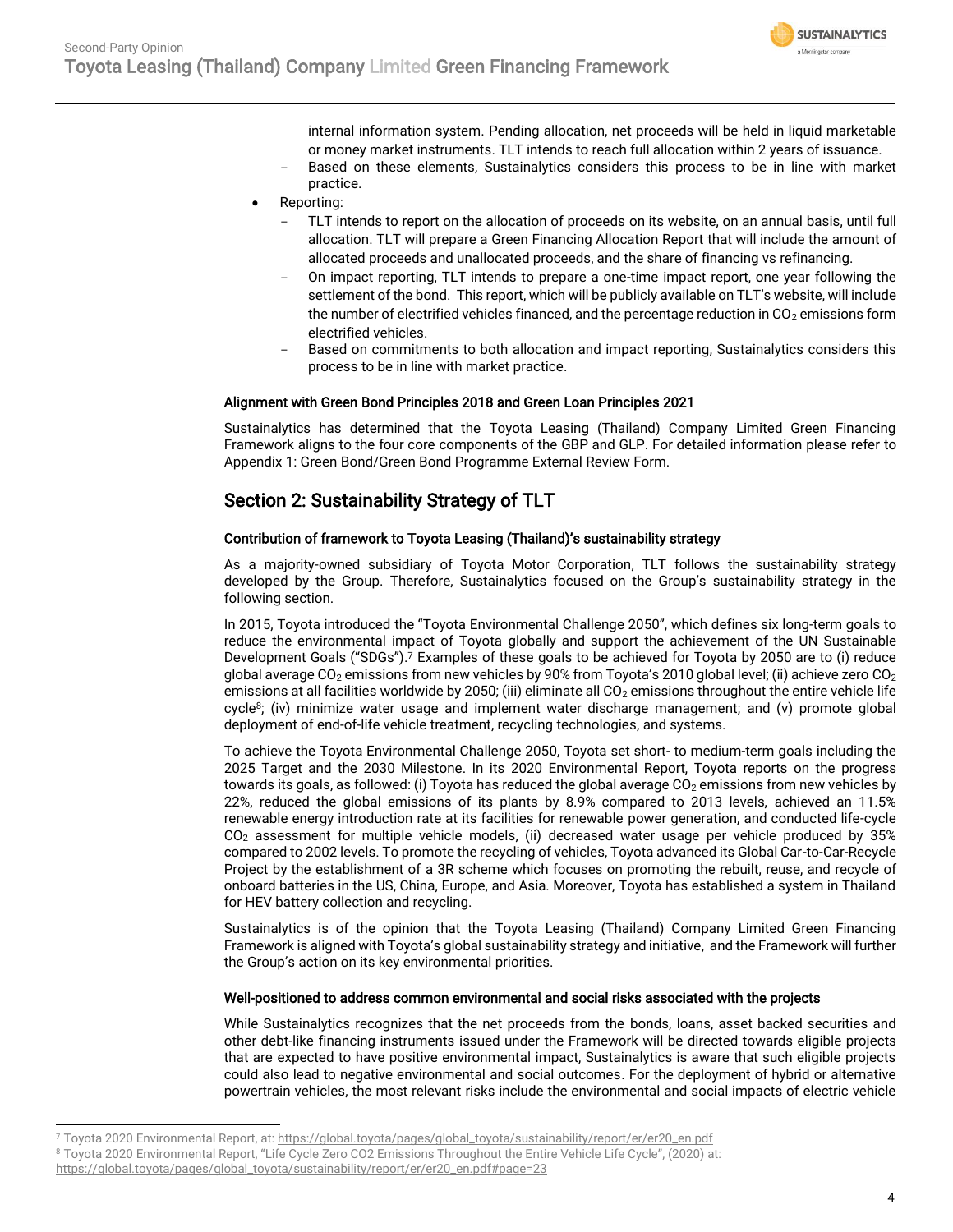internal information system. Pending allocation, net proceeds will be held in liquid marketable or money market instruments. TLT intends to reach full allocation within 2 years of issuance.
  - Based on these elements, Sustainalytics considers this process to be in line with market practice.
- Reporting:
  - TLT intends to report on the allocation of proceeds on its website, on an annual basis, until full allocation. TLT will prepare a Green Financing Allocation Report that will include the amount of allocated proceeds and unallocated proceeds, and the share of financing vs refinancing.
  - On impact reporting, TLT intends to prepare a one-time impact report, one year following the settlement of the bond. This report, which will be publicly available on TLT's website, will include the number of electrified vehicles financed, and the percentage reduction in $CO_2$ emissions form electrified vehicles.
  - Based on commitments to both allocation and impact reporting, Sustainalytics considers this process to be in line with market practice.

### Alignment with Green Bond Principles 2018 and Green Loan Principles 2021

Sustainalytics has determined that the Toyota Leasing (Thailand) Company Limited Green Financing Framework aligns to the four core components of the GBP and GLP. For detailed information please refer to Appendix 1: Green Bond/Green Bond Programme External Review Form.

## Section 2: Sustainability Strategy of TLT

### Contribution of framework to Toyota Leasing (Thailand)'s sustainability strategy

As a majority-owned subsidiary of Toyota Motor Corporation, TLT follows the sustainability strategy developed by the Group. Therefore, Sustainalytics focused on the Group's sustainability strategy in the following section.

In 2015, Toyota introduced the "Toyota Environmental Challenge 2050", which defines six long-term goals to reduce the environmental impact of Toyota globally and support the achievement of the UN Sustainable Development Goals ("SDGs").[7] Examples of these goals to be achieved for Toyota by 2050 are to (i) reduce global average $CO_2$ emissions from new vehicles by 90% from Toyota's 2010 global level; (ii) achieve zero $CO_2$ emissions at all facilities worldwide by 2050; (iii) eliminate all $CO_2$ emissions throughout the entire vehicle life cycle[8]; (iv) minimize water usage and implement water discharge management; and (v) promote global deployment of end-of-life vehicle treatment, recycling technologies, and systems.

To achieve the Toyota Environmental Challenge 2050, Toyota set short- to medium-term goals including the 2025 Target and the 2030 Milestone. In its 2020 Environmental Report, Toyota reports on the progress towards its goals, as followed: (i) Toyota has reduced the global average $CO_2$ emissions from new vehicles by 22%, reduced the global emissions of its plants by 8.9% compared to 2013 levels, achieved an 11.5% renewable energy introduction rate at its facilities for renewable power generation, and conducted life-cycle $CO_2$ assessment for multiple vehicle models, (ii) decreased water usage per vehicle produced by 35% compared to 2002 levels. To promote the recycling of vehicles, Toyota advanced its Global Car-to-Car-Recycle Project by the establishment of a 3R scheme which focuses on promoting the rebuilt, reuse, and recycle of onboard batteries in the US, China, Europe, and Asia. Moreover, Toyota has established a system in Thailand for HEV battery collection and recycling.

Sustainalytics is of the opinion that the Toyota Leasing (Thailand) Company Limited Green Financing Framework is aligned with Toyota's global sustainability strategy and initiative, and the Framework will further the Group's action on its key environmental priorities.

### Well-positioned to address common environmental and social risks associated with the projects

While Sustainalytics recognizes that the net proceeds from the bonds, loans, asset backed securities and other debt-like financing instruments issued under the Framework will be directed towards eligible projects that are expected to have positive environmental impact, Sustainalytics is aware that such eligible projects could also lead to negative environmental and social outcomes. For the deployment of hybrid or alternative powertrain vehicles, the most relevant risks include the environmental and social impacts of electric vehicle

---

[7] Toyota 2020 Environmental Report, at: https://global.toyota/pages/global_toyota/sustainability/report/er/er20_en.pdf

[8] Toyota 2020 Environmental Report, "Life Cycle Zero CO2 Emissions Throughout the Entire Vehicle Life Cycle", (2020) at: https://global.toyota/pages/global_toyota/sustainability/report/er/er20_en.pdf#page=23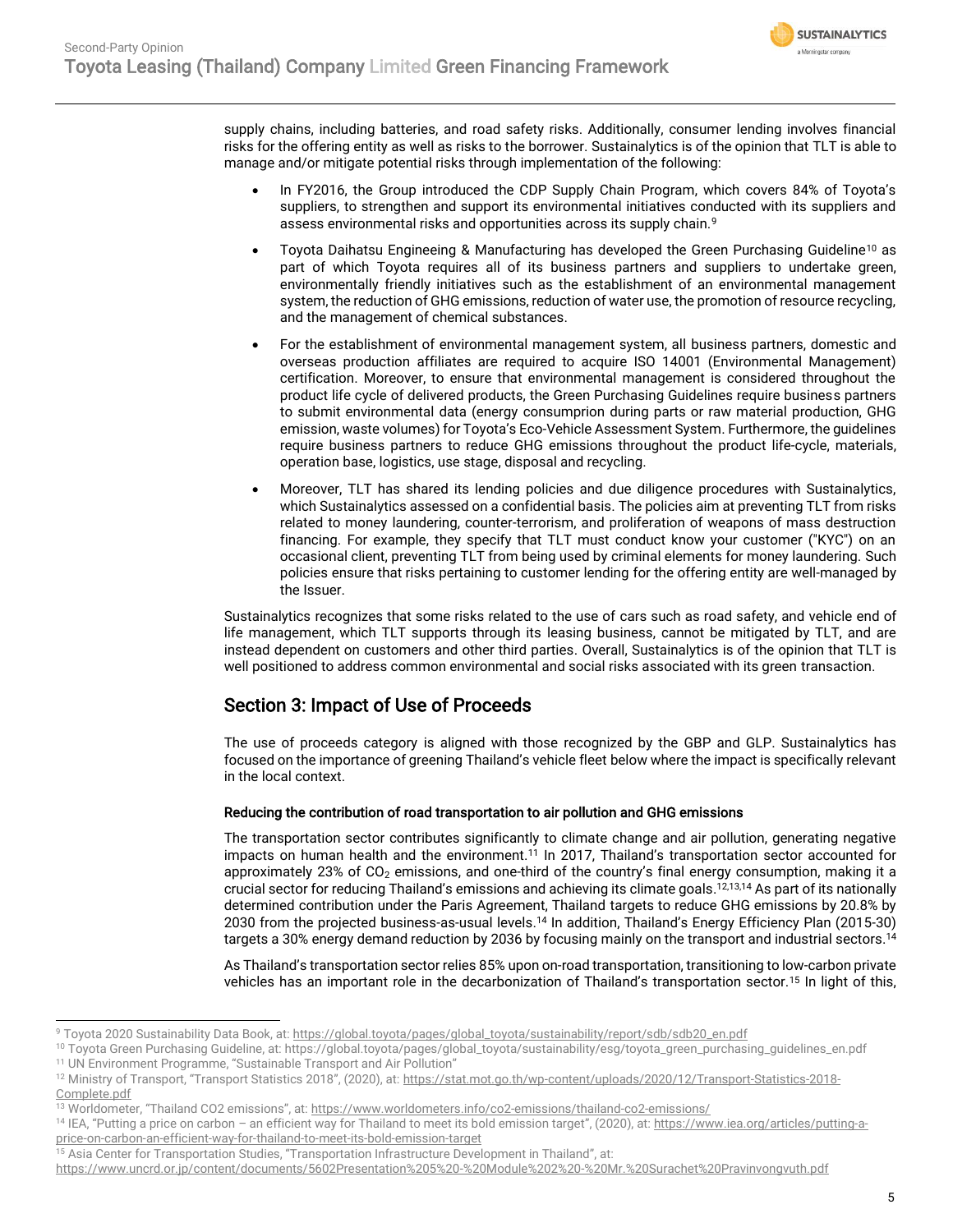supply chains, including batteries, and road safety risks. Additionally, consumer lending involves financial risks for the offering entity as well as risks to the borrower. Sustainalytics is of the opinion that TLT is able to manage and/or mitigate potential risks through implementation of the following:

- In FY2016, the Group introduced the CDP Supply Chain Program, which covers 84% of Toyota's suppliers, to strengthen and support its environmental initiatives conducted with its suppliers and assess environmental risks and opportunities across its supply chain.[9]
- Toyota Daihatsu Engineeing & Manufacturing has developed the Green Purchasing Guideline[10] as part of which Toyota requires all of its business partners and suppliers to undertake green, environmentally friendly initiatives such as the establishment of an environmental management system, the reduction of GHG emissions, reduction of water use, the promotion of resource recycling, and the management of chemical substances.
- For the establishment of environmental management system, all business partners, domestic and overseas production affiliates are required to acquire ISO 14001 (Environmental Management) certification. Moreover, to ensure that environmental management is considered throughout the product life cycle of delivered products, the Green Purchasing Guidelines require business partners to submit environmental data (energy consumprion during parts or raw material production, GHG emission, waste volumes) for Toyota's Eco-Vehicle Assessment System. Furthermore, the guidelines require business partners to reduce GHG emissions throughout the product life-cycle, materials, operation base, logistics, use stage, disposal and recycling.
- Moreover, TLT has shared its lending policies and due diligence procedures with Sustainalytics, which Sustainalytics assessed on a confidential basis. The policies aim at preventing TLT from risks related to money laundering, counter-terrorism, and proliferation of weapons of mass destruction financing. For example, they specify that TLT must conduct know your customer ("KYC") on an occasional client, preventing TLT from being used by criminal elements for money laundering. Such policies ensure that risks pertaining to customer lending for the offering entity are well-managed by the Issuer.

Sustainalytics recognizes that some risks related to the use of cars such as road safety, and vehicle end of life management, which TLT supports through its leasing business, cannot be mitigated by TLT, and are instead dependent on customers and other third parties. Overall, Sustainalytics is of the opinion that TLT is well positioned to address common environmental and social risks associated with its green transaction.

## Section 3: Impact of Use of Proceeds

The use of proceeds category is aligned with those recognized by the GBP and GLP. Sustainalytics has focused on the importance of greening Thailand's vehicle fleet below where the impact is specifically relevant in the local context.

### Reducing the contribution of road transportation to air pollution and GHG emissions

The transportation sector contributes significantly to climate change and air pollution, generating negative impacts on human health and the environment.[11] In 2017, Thailand's transportation sector accounted for approximately 23% of $CO_2$ emissions, and one-third of the country's final energy consumption, making it a crucial sector for reducing Thailand's emissions and achieving its climate goals.[12,13,14] As part of its nationally determined contribution under the Paris Agreement, Thailand targets to reduce GHG emissions by 20.8% by 2030 from the projected business-as-usual levels.[14] In addition, Thailand's Energy Efficiency Plan (2015-30) targets a 30% energy demand reduction by 2036 by focusing mainly on the transport and industrial sectors.[14]

As Thailand's transportation sector relies 85% upon on-road transportation, transitioning to low-carbon private vehicles has an important role in the decarbonization of Thailand's transportation sector.[15] In light of this,

---

[9] Toyota 2020 Sustainability Data Book, at: https://global.toyota/pages/global_toyota/sustainability/report/sdb/sdb20_en.pdf

[10] Toyota Green Purchasing Guideline, at: https://global.toyota/pages/global_toyota/sustainability/esg/toyota_green_purchasing_guidelines_en.pdf

[11] UN Environment Programme, "Sustainable Transport and Air Pollution"

[12] Ministry of Transport, "Transport Statistics 2018", (2020), at: https://stat.mot.go.th/wp-content/uploads/2020/12/Transport-Statistics-2018-Complete.pdf

[13] Worldometer, "Thailand CO2 emissions", at: https://www.worldometers.info/co2-emissions/thailand-co2-emissions/

[14] IEA, "Putting a price on carbon – an efficient way for Thailand to meet its bold emission target", (2020), at: https://www.iea.org/articles/putting-a-price-on-carbon-an-efficient-way-for-thailand-to-meet-its-bold-emission-target

[15] Asia Center for Transportation Studies, "Transportation Infrastructure Development in Thailand", at: https://www.uncrd.or.jp/content/documents/5602Presentation%205%20-%20Module%202%20-%20Mr.%20Surachet%20Pravinvongvuth.pdf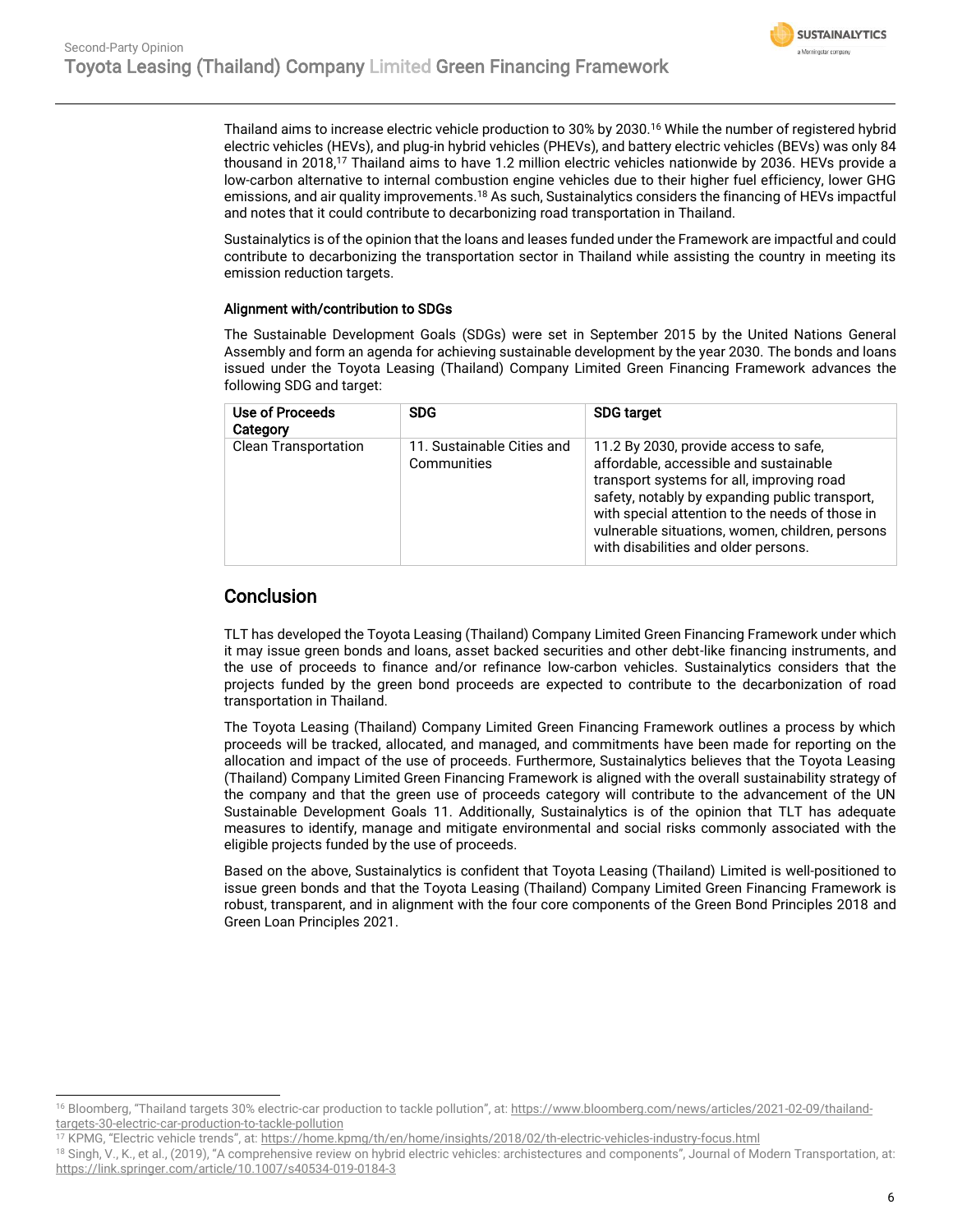Thailand aims to increase electric vehicle production to 30% by 2030.[16] While the number of registered hybrid electric vehicles (HEVs), and plug-in hybrid vehicles (PHEVs), and battery electric vehicles (BEVs) was only 84 thousand in 2018,[17] Thailand aims to have 1.2 million electric vehicles nationwide by 2036. HEVs provide a low-carbon alternative to internal combustion engine vehicles due to their higher fuel efficiency, lower GHG emissions, and air quality improvements.[18] As such, Sustainalytics considers the financing of HEVs impactful and notes that it could contribute to decarbonizing road transportation in Thailand.

Sustainalytics is of the opinion that the loans and leases funded under the Framework are impactful and could contribute to decarbonizing the transportation sector in Thailand while assisting the country in meeting its emission reduction targets.

### Alignment with/contribution to SDGs

The Sustainable Development Goals (SDGs) were set in September 2015 by the United Nations General Assembly and form an agenda for achieving sustainable development by the year 2030. The bonds and loans issued under the Toyota Leasing (Thailand) Company Limited Green Financing Framework advances the following SDG and target:

| Use of Proceeds Category | SDG | SDG target |
| --- | --- | --- |
| Clean Transportation | 11. Sustainable Cities and Communities | 11.2 By 2030, provide access to safe, affordable, accessible and sustainable transport systems for all, improving road safety, notably by expanding public transport, with special attention to the needs of those in vulnerable situations, women, children, persons with disabilities and older persons. |

## Conclusion

TLT has developed the Toyota Leasing (Thailand) Company Limited Green Financing Framework under which it may issue green bonds and loans, asset backed securities and other debt-like financing instruments, and the use of proceeds to finance and/or refinance low-carbon vehicles. Sustainalytics considers that the projects funded by the green bond proceeds are expected to contribute to the decarbonization of road transportation in Thailand.

The Toyota Leasing (Thailand) Company Limited Green Financing Framework outlines a process by which proceeds will be tracked, allocated, and managed, and commitments have been made for reporting on the allocation and impact of the use of proceeds. Furthermore, Sustainalytics believes that the Toyota Leasing (Thailand) Company Limited Green Financing Framework is aligned with the overall sustainability strategy of the company and that the green use of proceeds category will contribute to the advancement of the UN Sustainable Development Goals 11. Additionally, Sustainalytics is of the opinion that TLT has adequate measures to identify, manage and mitigate environmental and social risks commonly associated with the eligible projects funded by the use of proceeds.

Based on the above, Sustainalytics is confident that Toyota Leasing (Thailand) Limited is well-positioned to issue green bonds and that the Toyota Leasing (Thailand) Company Limited Green Financing Framework is robust, transparent, and in alignment with the four core components of the Green Bond Principles 2018 and Green Loan Principles 2021.

---

[16] Bloomberg, "Thailand targets 30% electric-car production to tackle pollution", at: https://www.bloomberg.com/news/articles/2021-02-09/thailand-targets-30-electric-car-production-to-tackle-pollution

[17] KPMG, "Electric vehicle trends", at: https://home.kpmg/th/en/home/insights/2018/02/th-electric-vehicles-industry-focus.html

[18] Singh, V., K., et al., (2019), "A comprehensive review on hybrid electric vehicles: architectures and components", Journal of Modern Transportation, at: https://link.springer.com/article/10.1007/s40534-019-0184-3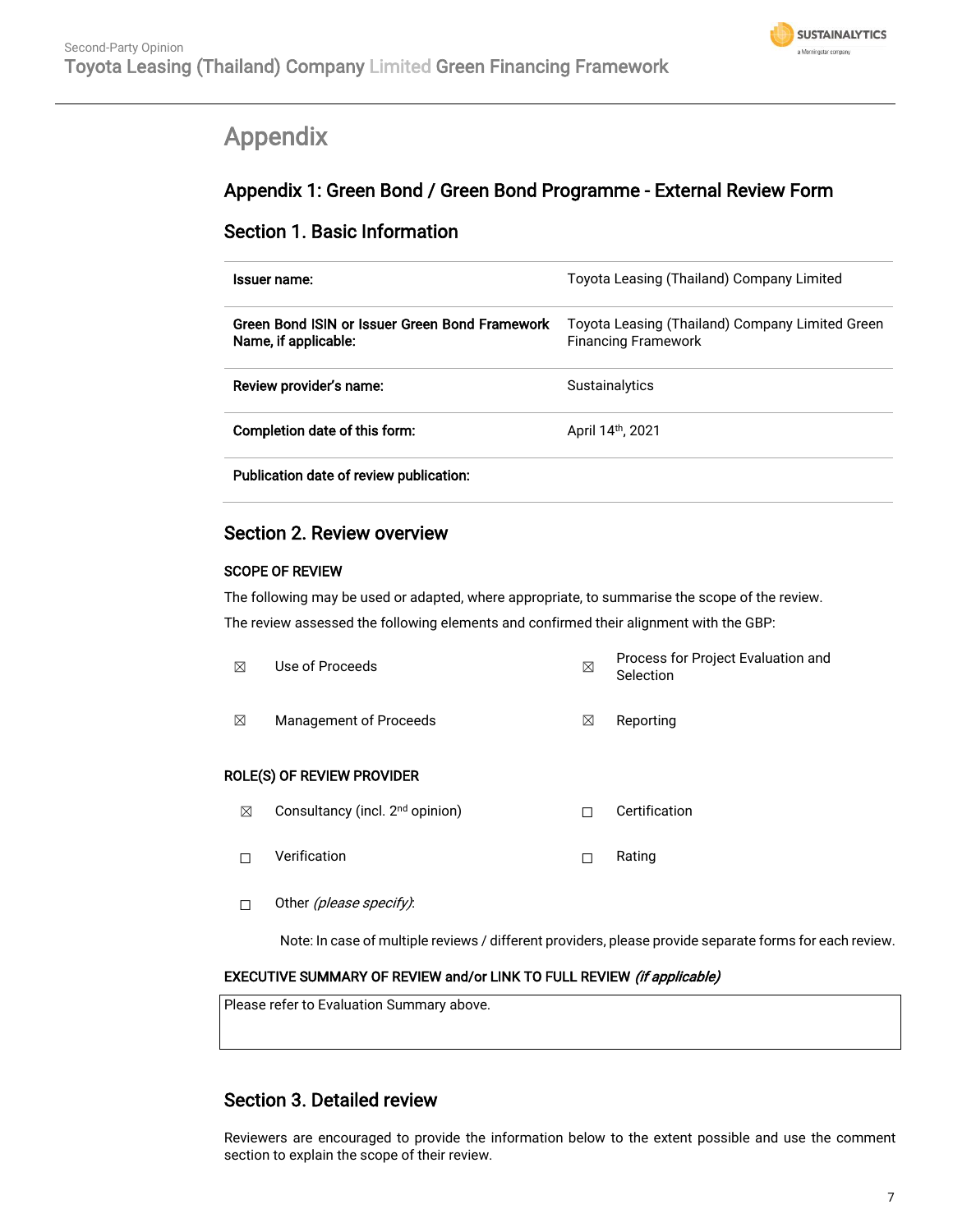# Appendix

## Appendix 1: Green Bond / Green Bond Programme - External Review Form

### Section 1. Basic Information

| | |
|---|---|
| **Issuer name:** | Toyota Leasing (Thailand) Company Limited |
| **Green Bond ISIN or Issuer Green Bond Framework Name, if applicable:** | Toyota Leasing (Thailand) Company Limited Green Financing Framework |
| **Review provider's name:** | Sustainalytics |
| **Completion date of this form:** | April 14th, 2021 |
| **Publication date of review publication:** | |

### Section 2. Review overview

**SCOPE OF REVIEW**

The following may be used or adapted, where appropriate, to summarise the scope of the review.

The review assessed the following elements and confirmed their alignment with the GBP:

| | | | |
|---|---|---|---|
| ☒ | Use of Proceeds | ☒ | Process for Project Evaluation and Selection |
| ☒ | Management of Proceeds | ☒ | Reporting |

**ROLE(S) OF REVIEW PROVIDER**

| | | | |
|---|---|---|---|
| ☒ | Consultancy (incl. 2nd opinion) | ☐ | Certification |
| ☐ | Verification | ☐ | Rating |
| ☐ | Other *(please specify)*: | | |

Note: In case of multiple reviews / different providers, please provide separate forms for each review.

**EXECUTIVE SUMMARY OF REVIEW and/or LINK TO FULL REVIEW** ***(if applicable)***

Please refer to Evaluation Summary above.

### Section 3. Detailed review

Reviewers are encouraged to provide the information below to the extent possible and use the comment section to explain the scope of their review.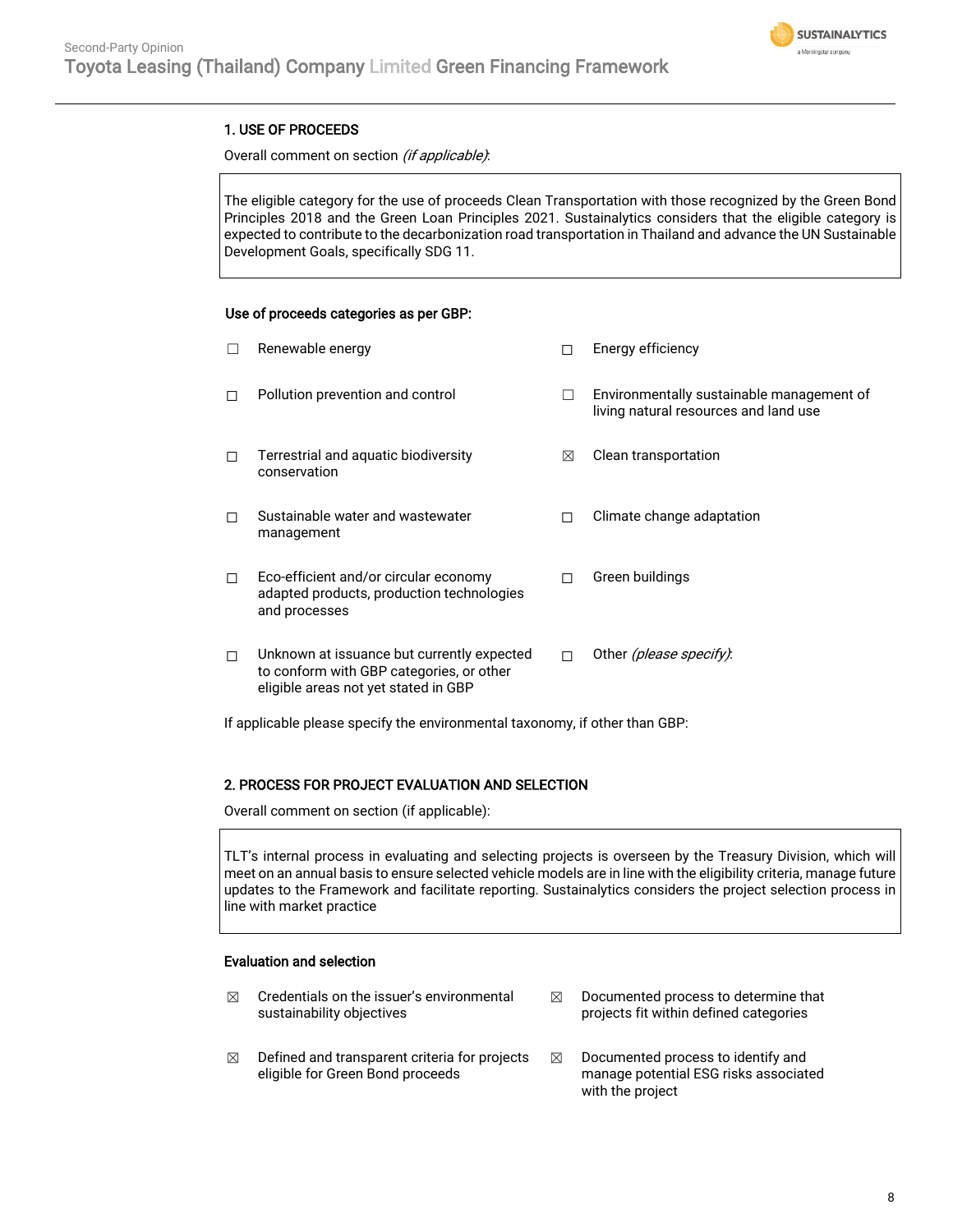## 1. USE OF PROCEEDS

Overall comment on section *(if applicable)*:

> The eligible category for the use of proceeds Clean Transportation with those recognized by the Green Bond Principles 2018 and the Green Loan Principles 2021. Sustainalytics considers that the eligible category is expected to contribute to the decarbonization road transportation in Thailand and advance the UN Sustainable Development Goals, specifically SDG 11.

**Use of proceeds categories as per GBP:**

- ☐ Renewable energy
- ☐ Energy efficiency
- ☐ Pollution prevention and control
- ☐ Environmentally sustainable management of living natural resources and land use
- ☐ Terrestrial and aquatic biodiversity conservation
- ☒ Clean transportation
- ☐ Sustainable water and wastewater management
- ☐ Climate change adaptation
- ☐ Eco-efficient and/or circular economy adapted products, production technologies and processes
- ☐ Green buildings
- ☐ Unknown at issuance but currently expected to conform with GBP categories, or other eligible areas not yet stated in GBP
- ☐ Other *(please specify)*:

If applicable please specify the environmental taxonomy, if other than GBP:

## 2. PROCESS FOR PROJECT EVALUATION AND SELECTION

Overall comment on section (if applicable):

> TLT's internal process in evaluating and selecting projects is overseen by the Treasury Division, which will meet on an annual basis to ensure selected vehicle models are in line with the eligibility criteria, manage future updates to the Framework and facilitate reporting. Sustainalytics considers the project selection process in line with market practice

**Evaluation and selection**

- ☒ Credentials on the issuer's environmental sustainability objectives
- ☒ Documented process to determine that projects fit within defined categories
- ☒ Defined and transparent criteria for projects eligible for Green Bond proceeds
- ☒ Documented process to identify and manage potential ESG risks associated with the project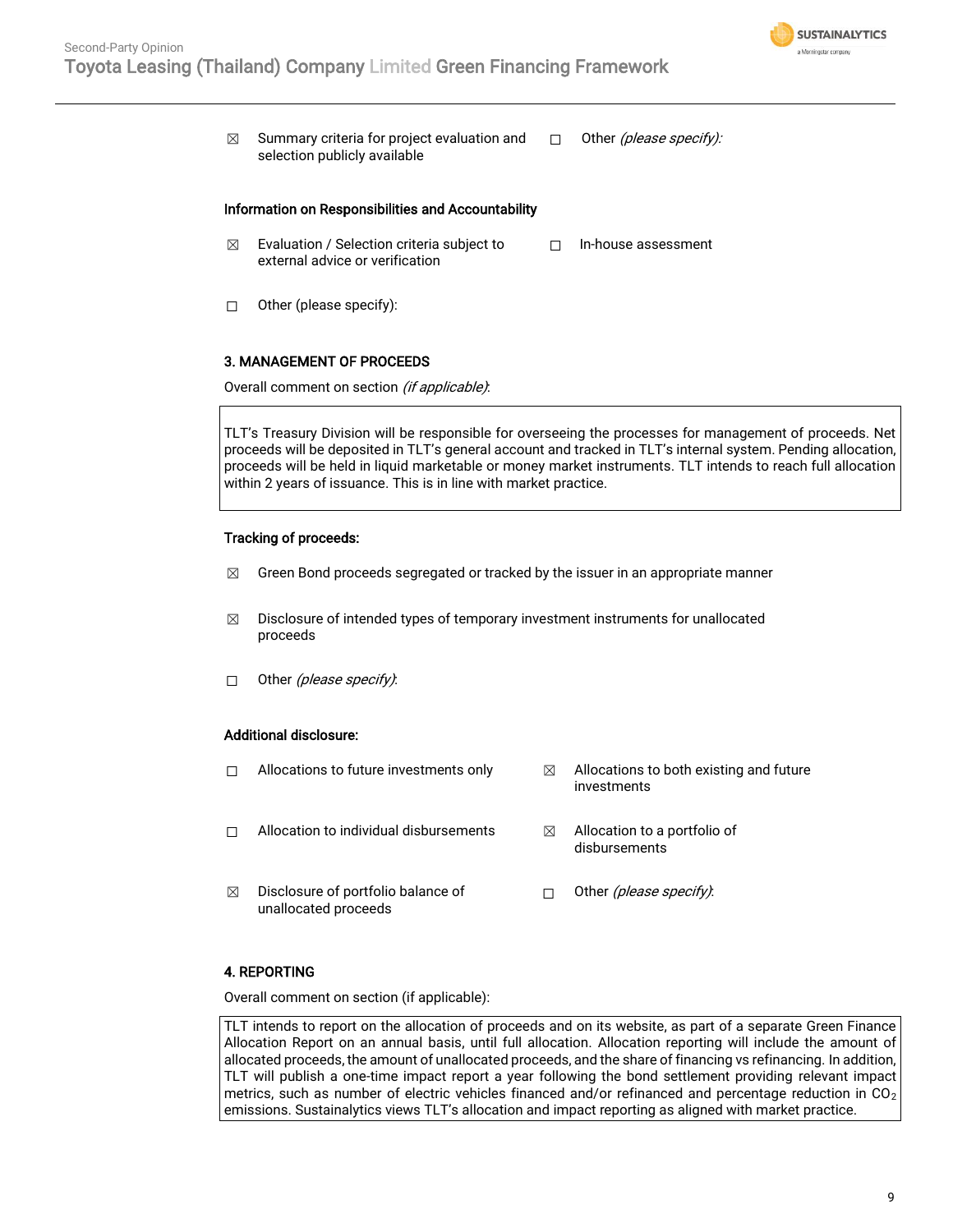☒ Summary criteria for project evaluation and selection publicly available

☐ Other *(please specify)*:

**Information on Responsibilities and Accountability**

☒ Evaluation / Selection criteria subject to external advice or verification

☐ In-house assessment

☐ Other (please specify):

**3. MANAGEMENT OF PROCEEDS**

Overall comment on section *(if applicable)*:

> TLT's Treasury Division will be responsible for overseeing the processes for management of proceeds. Net proceeds will be deposited in TLT's general account and tracked in TLT's internal system. Pending allocation, proceeds will be held in liquid marketable or money market instruments. TLT intends to reach full allocation within 2 years of issuance. This is in line with market practice.

**Tracking of proceeds:**

☒ Green Bond proceeds segregated or tracked by the issuer in an appropriate manner

☒ Disclosure of intended types of temporary investment instruments for unallocated proceeds

☐ Other *(please specify)*:

**Additional disclosure:**

☐ Allocations to future investments only

☒ Allocations to both existing and future investments

☐ Allocation to individual disbursements

☒ Allocation to a portfolio of disbursements

☒ Disclosure of portfolio balance of unallocated proceeds

☐ Other *(please specify)*:

**4. REPORTING**

Overall comment on section (if applicable):

> TLT intends to report on the allocation of proceeds and on its website, as part of a separate Green Finance Allocation Report on an annual basis, until full allocation. Allocation reporting will include the amount of allocated proceeds, the amount of unallocated proceeds, and the share of financing vs refinancing. In addition, TLT will publish a one-time impact report a year following the bond settlement providing relevant impact metrics, such as number of electric vehicles financed and/or refinanced and percentage reduction in $CO_2$ emissions. Sustainalytics views TLT's allocation and impact reporting as aligned with market practice.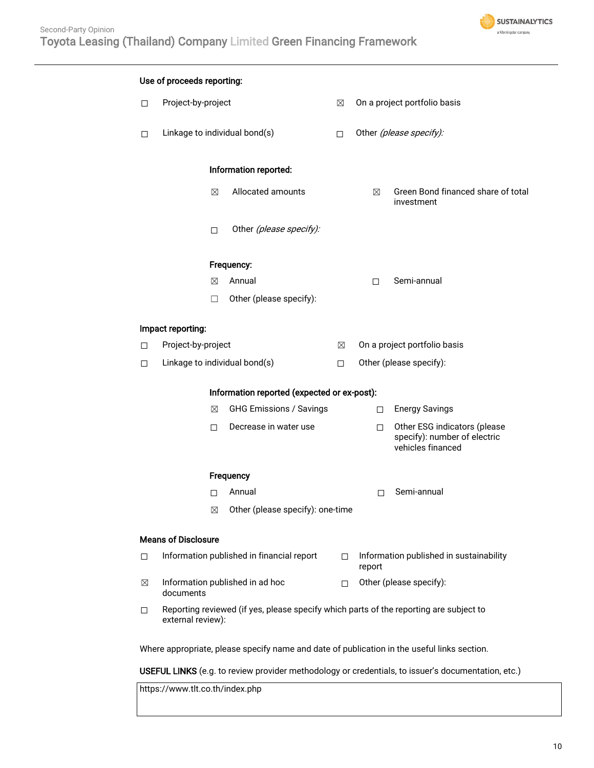**Use of proceeds reporting:**

☐ Project-by-project

☒ On a project portfolio basis

☐ Linkage to individual bond(s)

☐ Other *(please specify):*

**Information reported:**

☒ Allocated amounts

☒ Green Bond financed share of total investment

☐ Other *(please specify):*

**Frequency:**

☒ Annual

☐ Semi-annual

☐ Other (please specify):

**Impact reporting:**

☐ Project-by-project

☒ On a project portfolio basis

☐ Linkage to individual bond(s)

☐ Other (please specify):

**Information reported (expected or ex-post):**

☒ GHG Emissions / Savings

☐ Energy Savings

☐ Decrease in water use

☐ Other ESG indicators (please specify): number of electric vehicles financed

**Frequency**

☐ Annual

☐ Semi-annual

☒ Other (please specify): one-time

**Means of Disclosure**

☐ Information published in financial report

☐ Information published in sustainability report

☒ Information published in ad hoc documents

☐ Other (please specify):

☐ Reporting reviewed (if yes, please specify which parts of the reporting are subject to external review):

Where appropriate, please specify name and date of publication in the useful links section.

**USEFUL LINKS** (e.g. to review provider methodology or credentials, to issuer's documentation, etc.)

| https://www.tlt.co.th/index.php |
|---|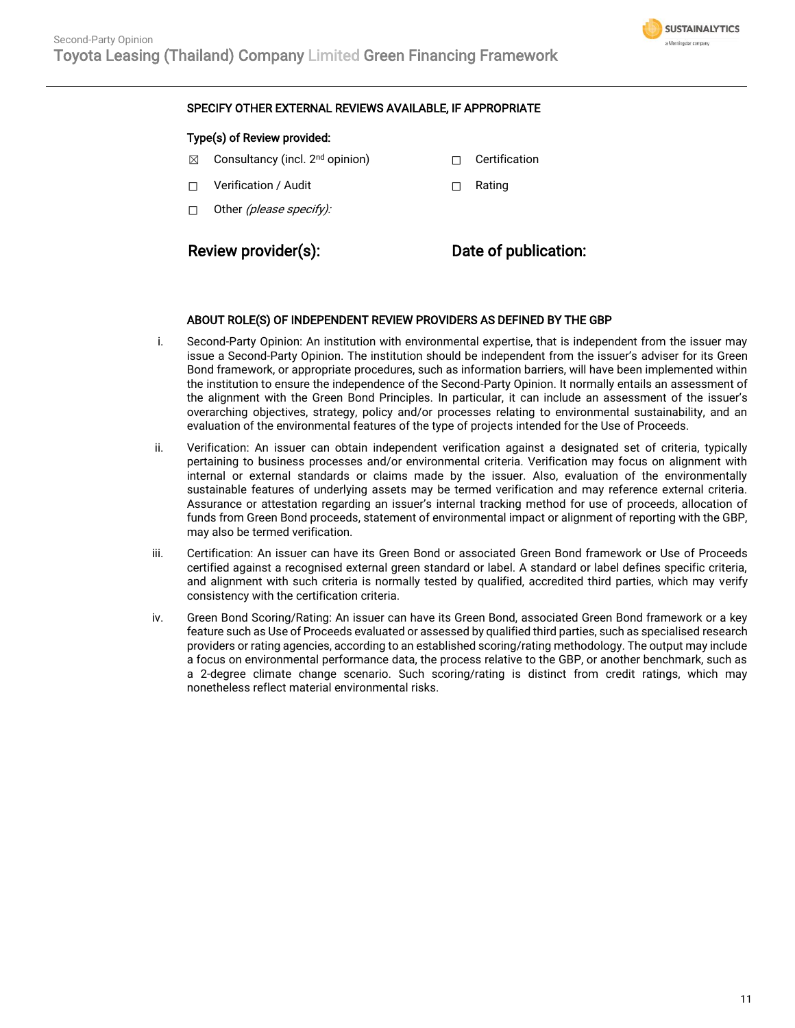SPECIFY OTHER EXTERNAL REVIEWS AVAILABLE, IF APPROPRIATE

**Type(s) of Review provided:**

☒ Consultancy (incl. 2nd opinion)

☐ Certification

☐ Verification / Audit

☐ Rating

☐ Other *(please specify):*

**Review provider(s):**

**Date of publication:**

ABOUT ROLE(S) OF INDEPENDENT REVIEW PROVIDERS AS DEFINED BY THE GBP

i. Second-Party Opinion: An institution with environmental expertise, that is independent from the issuer may issue a Second-Party Opinion. The institution should be independent from the issuer's adviser for its Green Bond framework, or appropriate procedures, such as information barriers, will have been implemented within the institution to ensure the independence of the Second-Party Opinion. It normally entails an assessment of the alignment with the Green Bond Principles. In particular, it can include an assessment of the issuer's overarching objectives, strategy, policy and/or processes relating to environmental sustainability, and an evaluation of the environmental features of the type of projects intended for the Use of Proceeds.

ii. Verification: An issuer can obtain independent verification against a designated set of criteria, typically pertaining to business processes and/or environmental criteria. Verification may focus on alignment with internal or external standards or claims made by the issuer. Also, evaluation of the environmentally sustainable features of underlying assets may be termed verification and may reference external criteria. Assurance or attestation regarding an issuer's internal tracking method for use of proceeds, allocation of funds from Green Bond proceeds, statement of environmental impact or alignment of reporting with the GBP, may also be termed verification.

iii. Certification: An issuer can have its Green Bond or associated Green Bond framework or Use of Proceeds certified against a recognised external green standard or label. A standard or label defines specific criteria, and alignment with such criteria is normally tested by qualified, accredited third parties, which may verify consistency with the certification criteria.

iv. Green Bond Scoring/Rating: An issuer can have its Green Bond, associated Green Bond framework or a key feature such as Use of Proceeds evaluated or assessed by qualified third parties, such as specialised research providers or rating agencies, according to an established scoring/rating methodology. The output may include a focus on environmental performance data, the process relative to the GBP, or another benchmark, such as a 2-degree climate change scenario. Such scoring/rating is distinct from credit ratings, which may nonetheless reflect material environmental risks.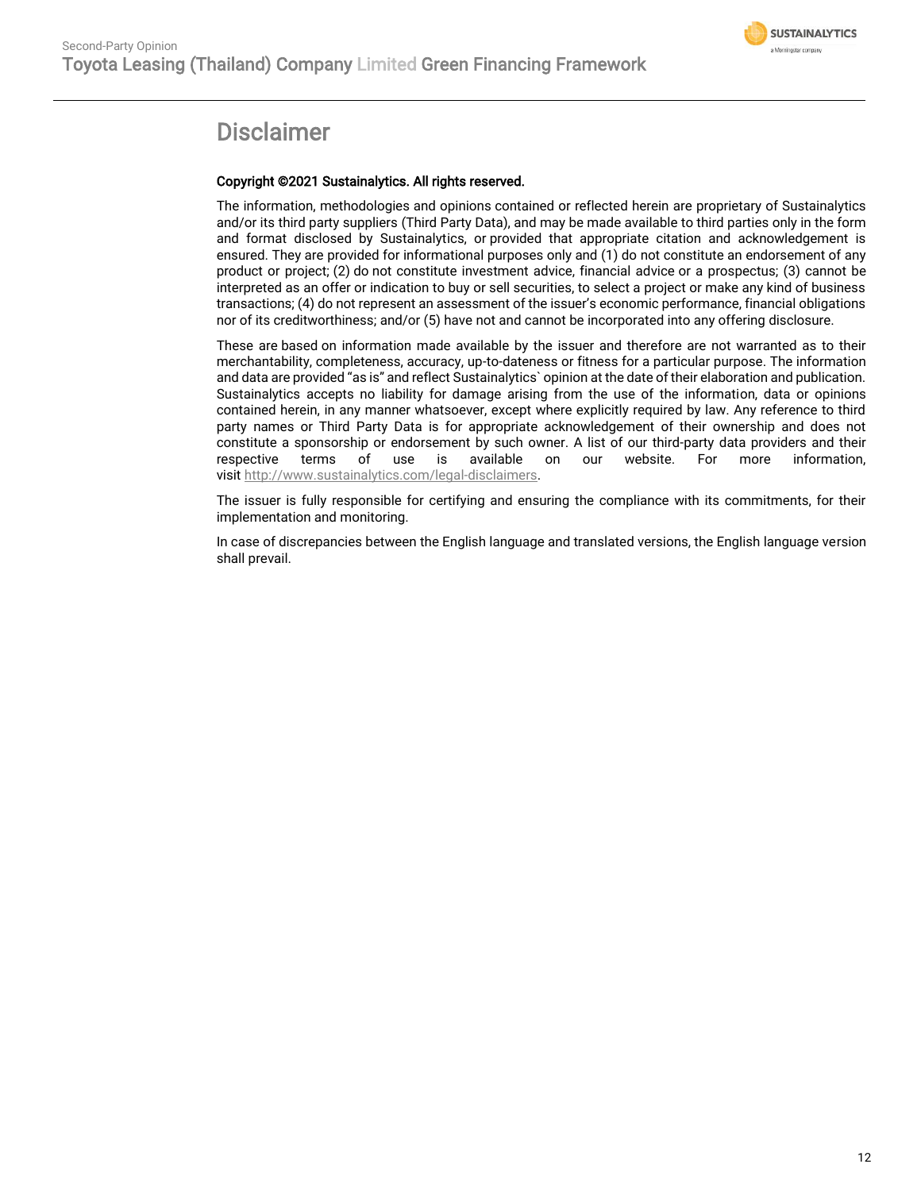# Disclaimer

**Copyright ©2021 Sustainalytics. All rights reserved.**

The information, methodologies and opinions contained or reflected herein are proprietary of Sustainalytics and/or its third party suppliers (Third Party Data), and may be made available to third parties only in the form and format disclosed by Sustainalytics, or provided that appropriate citation and acknowledgement is ensured. They are provided for informational purposes only and (1) do not constitute an endorsement of any product or project; (2) do not constitute investment advice, financial advice or a prospectus; (3) cannot be interpreted as an offer or indication to buy or sell securities, to select a project or make any kind of business transactions; (4) do not represent an assessment of the issuer's economic performance, financial obligations nor of its creditworthiness; and/or (5) have not and cannot be incorporated into any offering disclosure.

These are based on information made available by the issuer and therefore are not warranted as to their merchantability, completeness, accuracy, up-to-dateness or fitness for a particular purpose. The information and data are provided "as is" and reflect Sustainalytics` opinion at the date of their elaboration and publication. Sustainalytics accepts no liability for damage arising from the use of the information, data or opinions contained herein, in any manner whatsoever, except where explicitly required by law. Any reference to third party names or Third Party Data is for appropriate acknowledgement of their ownership and does not constitute a sponsorship or endorsement by such owner. A list of our third-party data providers and their respective terms of use is available on our website. For more information, visit http://www.sustainalytics.com/legal-disclaimers.

The issuer is fully responsible for certifying and ensuring the compliance with its commitments, for their implementation and monitoring.

In case of discrepancies between the English language and translated versions, the English language version shall prevail.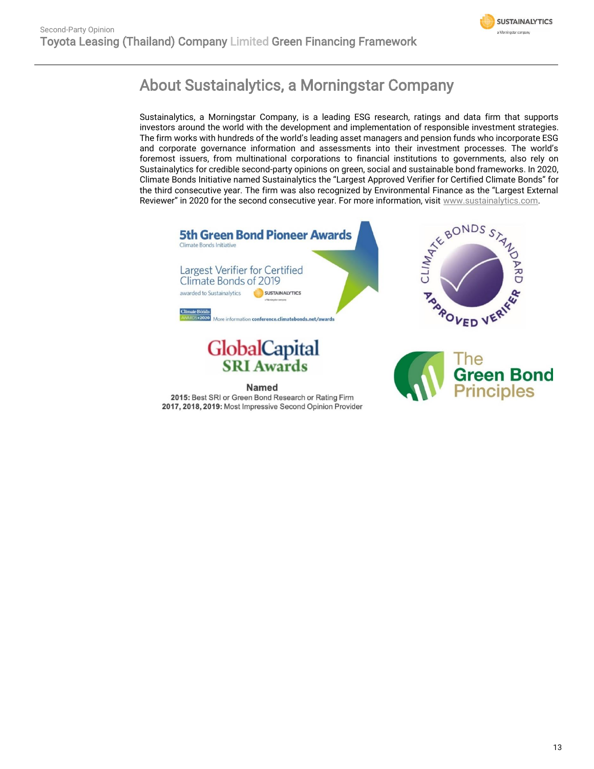# About Sustainalytics, a Morningstar Company

Sustainalytics, a Morningstar Company, is a leading ESG research, ratings and data firm that supports investors around the world with the development and implementation of responsible investment strategies. The firm works with hundreds of the world's leading asset managers and pension funds who incorporate ESG and corporate governance information and assessments into their investment processes. The world's foremost issuers, from multinational corporations to financial institutions to governments, also rely on Sustainalytics for credible second-party opinions on green, social and sustainable bond frameworks. In 2020, Climate Bonds Initiative named Sustainalytics the "Largest Approved Verifier for Certified Climate Bonds" for the third consecutive year. The firm was also recognized by Environmental Finance as the "Largest External Reviewer" in 2020 for the second consecutive year. For more information, visit www.sustainalytics.com.

5th Green Bond Pioneer Awards
Climate Bonds Initiative

Largest Verifier for Certified Climate Bonds of 2019
awarded to Sustainalytics

Climate Bonds AWARDS 2020 More information conference.climatebonds.net/awards

CLIMATE BONDS STANDARD APPROVED VERIFIER

GlobalCapital SRI Awards

**Named**
**2015:** Best SRI or Green Bond Research or Rating Firm
**2017, 2018, 2019:** Most Impressive Second Opinion Provider

The Green Bond Principles